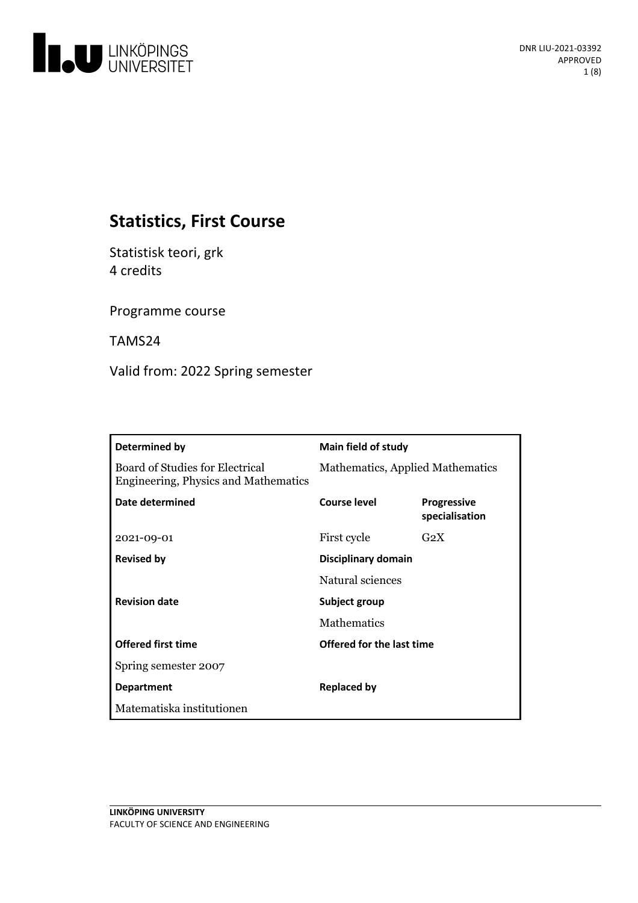DNR LIU-2021-03392
APPROVED

# Statistics, First Course

Statistisk teori, grk
4 credits

Programme course

TAMS24

Valid from: 2022 Spring semester

| **Determined by** | **Main field of study** | |
|---|---|---|
| Board of Studies for Electrical Engineering, Physics and Mathematics | Mathematics, Applied Mathematics | |
| **Date determined** | **Course level** | **Progressive specialisation** |
| 2021-09-01 | First cycle | G2X |
| **Revised by** | **Disciplinary domain** | |
| | Natural sciences | |
| **Revision date** | **Subject group** | |
| | Mathematics | |
| **Offered first time** | **Offered for the last time** | |
| Spring semester 2007 | | |
| **Department** | **Replaced by** | |
| Matematiska institutionen | | |

LINKÖPING UNIVERSITY
FACULTY OF SCIENCE AND ENGINEERING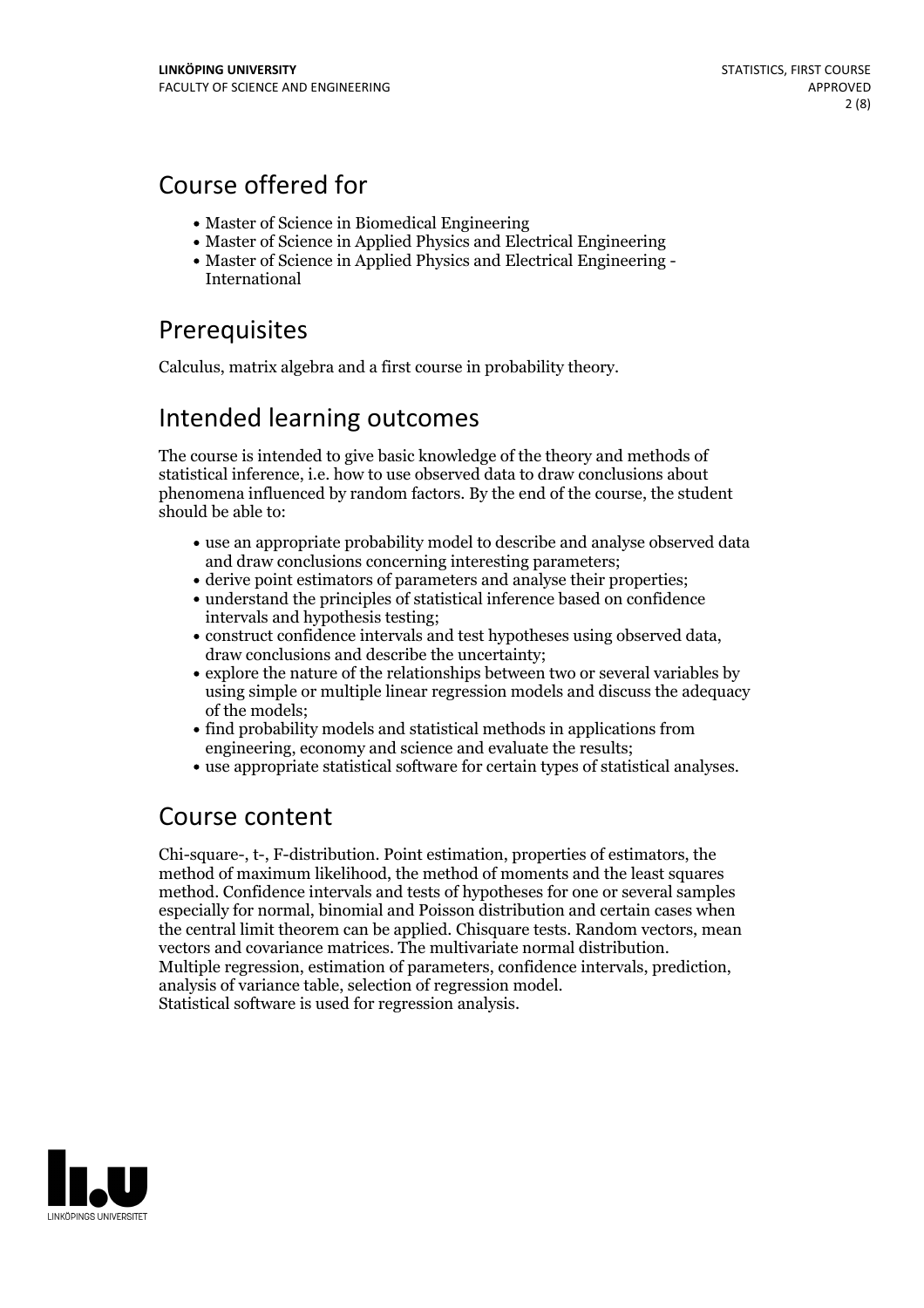## Course offered for

- Master of Science in Biomedical Engineering
- Master of Science in Applied Physics and Electrical Engineering
- Master of Science in Applied Physics and Electrical Engineering - International

## Prerequisites

Calculus, matrix algebra and a first course in probability theory.

## Intended learning outcomes

The course is intended to give basic knowledge of the theory and methods of statistical inference, i.e. how to use observed data to draw conclusions about phenomena influenced by random factors. By the end of the course, the student should be able to:

- use an appropriate probability model to describe and analyse observed data and draw conclusions concerning interesting parameters;
- derive point estimators of parameters and analyse their properties;
- understand the principles of statistical inference based on confidence intervals and hypothesis testing;
- construct confidence intervals and test hypotheses using observed data, draw conclusions and describe the uncertainty;
- explore the nature of the relationships between two or several variables by using simple or multiple linear regression models and discuss the adequacy of the models;
- find probability models and statistical methods in applications from engineering, economy and science and evaluate the results;
- use appropriate statistical software for certain types of statistical analyses.

## Course content

Chi-square-, t-, F-distribution. Point estimation, properties of estimators, the method of maximum likelihood, the method of moments and the least squares method. Confidence intervals and tests of hypotheses for one or several samples especially for normal, binomial and Poisson distribution and certain cases when the central limit theorem can be applied. Chisquare tests. Random vectors, mean vectors and covariance matrices. The multivariate normal distribution.
Multiple regression, estimation of parameters, confidence intervals, prediction, analysis of variance table, selection of regression model.
Statistical software is used for regression analysis.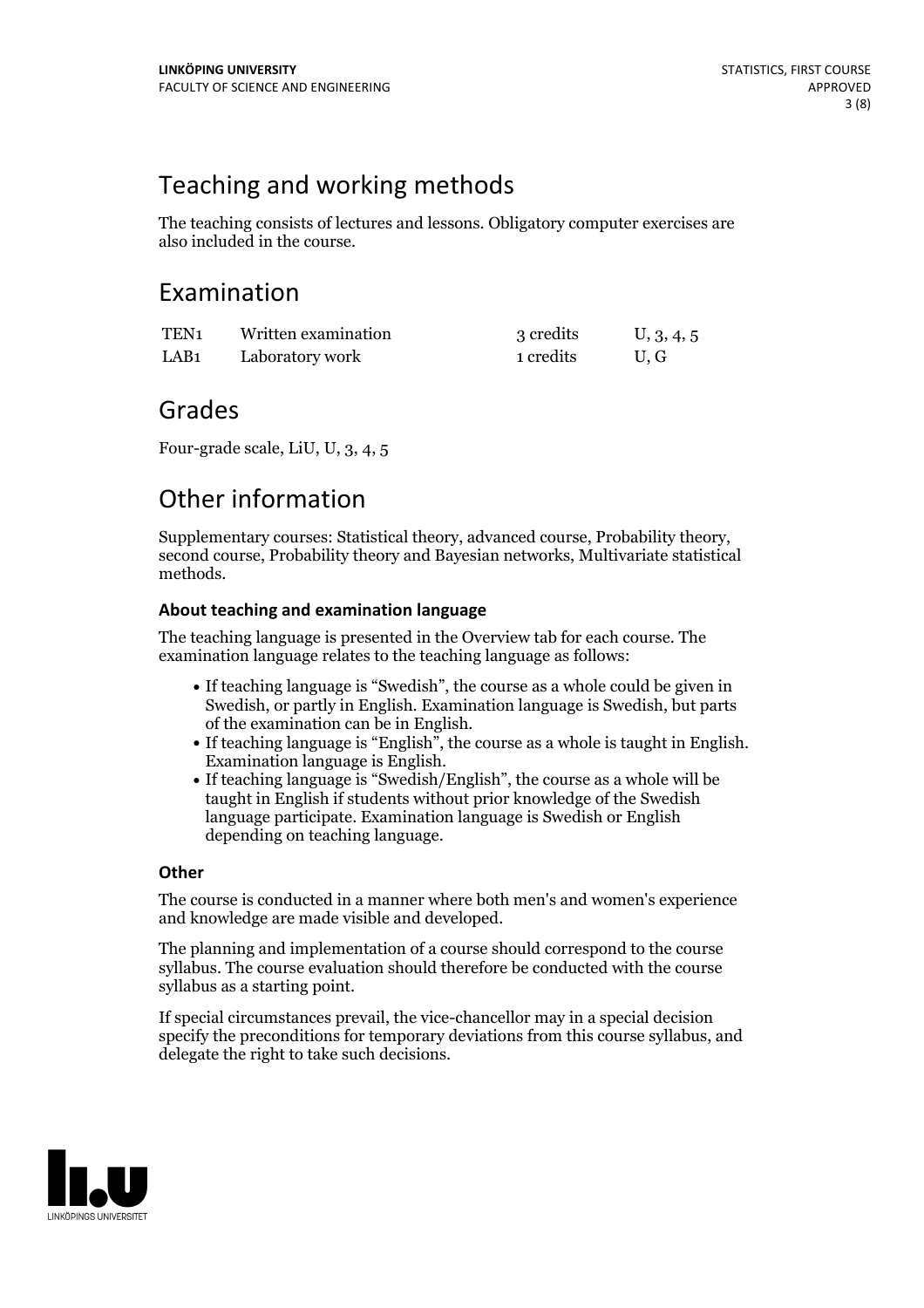## Teaching and working methods

The teaching consists of lectures and lessons. Obligatory computer exercises are also included in the course.

## Examination

| | | | |
|---|---|---|---|
| TEN1 | Written examination | 3 credits | U, 3, 4, 5 |
| LAB1 | Laboratory work | 1 credits | U, G |

## Grades

Four-grade scale, LiU, U, 3, 4, 5

## Other information

Supplementary courses: Statistical theory, advanced course, Probability theory, second course, Probability theory and Bayesian networks, Multivariate statistical methods.

### About teaching and examination language

The teaching language is presented in the Overview tab for each course. The examination language relates to the teaching language as follows:

- If teaching language is "Swedish", the course as a whole could be given in Swedish, or partly in English. Examination language is Swedish, but parts of the examination can be in English.
- If teaching language is "English", the course as a whole is taught in English. Examination language is English.
- If teaching language is "Swedish/English", the course as a whole will be taught in English if students without prior knowledge of the Swedish language participate. Examination language is Swedish or English depending on teaching language.

### Other

The course is conducted in a manner where both men's and women's experience and knowledge are made visible and developed.

The planning and implementation of a course should correspond to the course syllabus. The course evaluation should therefore be conducted with the course syllabus as a starting point.

If special circumstances prevail, the vice-chancellor may in a special decision specify the preconditions for temporary deviations from this course syllabus, and delegate the right to take such decisions.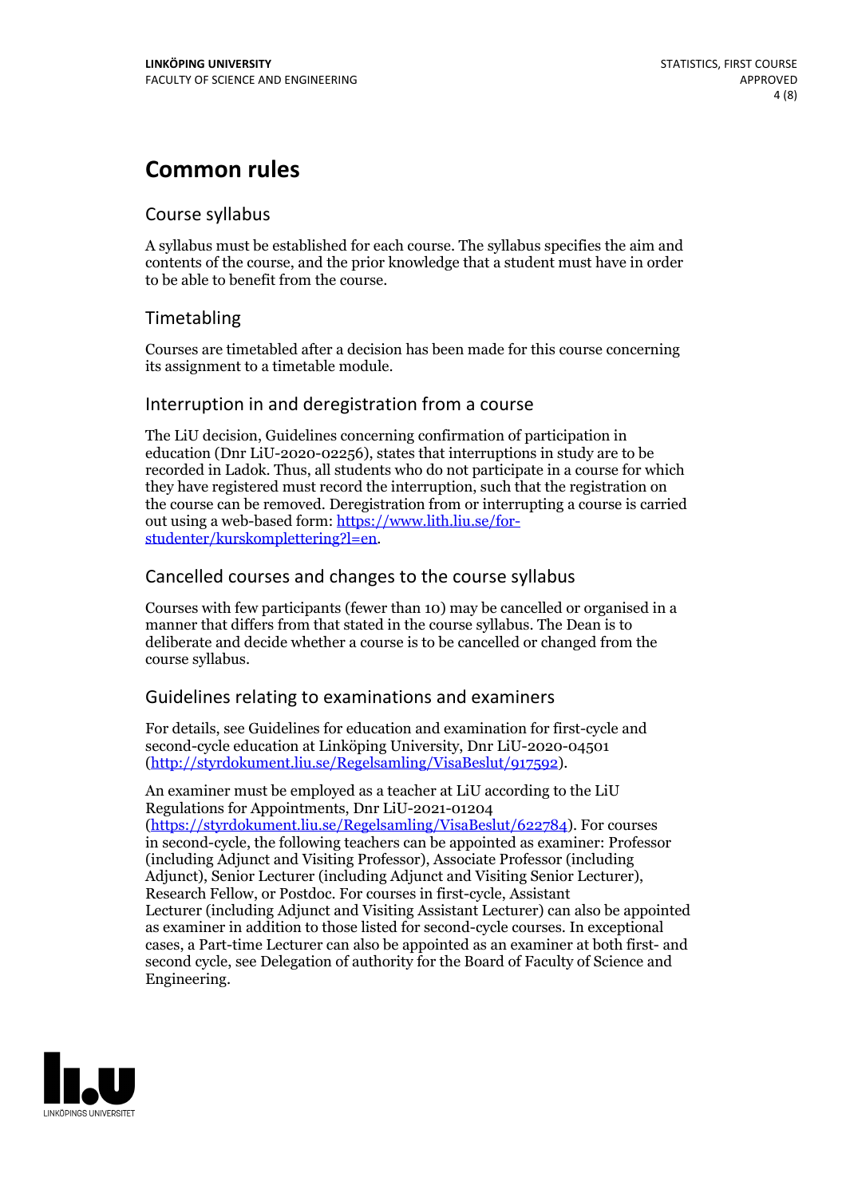# Common rules

## Course syllabus

A syllabus must be established for each course. The syllabus specifies the aim and contents of the course, and the prior knowledge that a student must have in order to be able to benefit from the course.

## Timetabling

Courses are timetabled after a decision has been made for this course concerning its assignment to a timetable module.

## Interruption in and deregistration from a course

The LiU decision, Guidelines concerning confirmation of participation in education (Dnr LiU-2020-02256), states that interruptions in study are to be recorded in Ladok. Thus, all students who do not participate in a course for which they have registered must record the interruption, such that the registration on the course can be removed. Deregistration from or interrupting a course is carried out using a web-based form: https://www.lith.liu.se/for-studenter/kurskomplettering?l=en.

## Cancelled courses and changes to the course syllabus

Courses with few participants (fewer than 10) may be cancelled or organised in a manner that differs from that stated in the course syllabus. The Dean is to deliberate and decide whether a course is to be cancelled or changed from the course syllabus.

## Guidelines relating to examinations and examiners

For details, see Guidelines for education and examination for first-cycle and second-cycle education at Linköping University, Dnr LiU-2020-04501 (http://styrdokument.liu.se/Regelsamling/VisaBeslut/917592).

An examiner must be employed as a teacher at LiU according to the LiU Regulations for Appointments, Dnr LiU-2021-01204 (https://styrdokument.liu.se/Regelsamling/VisaBeslut/622784). For courses in second-cycle, the following teachers can be appointed as examiner: Professor (including Adjunct and Visiting Professor), Associate Professor (including Adjunct), Senior Lecturer (including Adjunct and Visiting Senior Lecturer), Research Fellow, or Postdoc. For courses in first-cycle, Assistant Lecturer (including Adjunct and Visiting Assistant Lecturer) can also be appointed as examiner in addition to those listed for second-cycle courses. In exceptional cases, a Part-time Lecturer can also be appointed as an examiner at both first- and second cycle, see Delegation of authority for the Board of Faculty of Science and Engineering.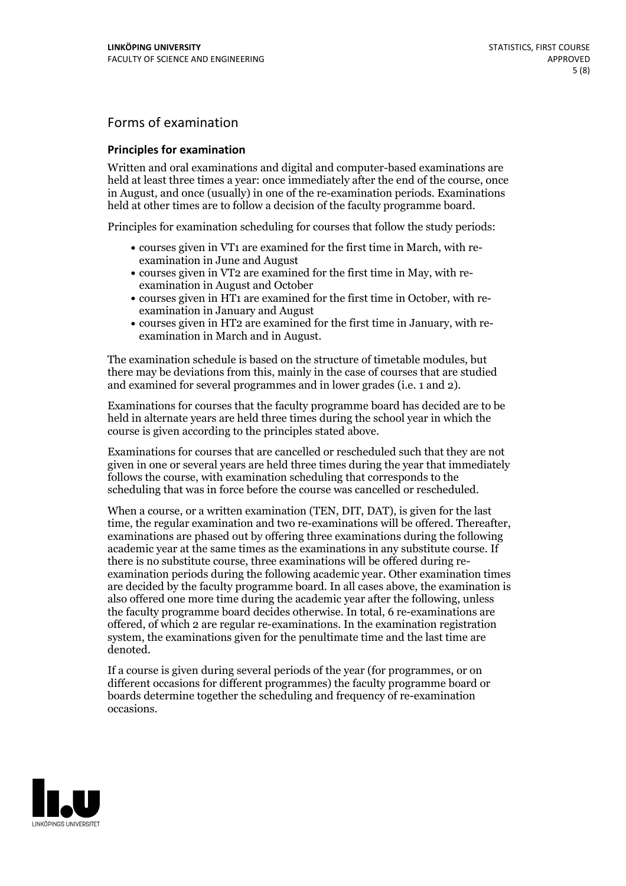## Forms of examination

### Principles for examination

Written and oral examinations and digital and computer-based examinations are held at least three times a year: once immediately after the end of the course, once in August, and once (usually) in one of the re-examination periods. Examinations held at other times are to follow a decision of the faculty programme board.

Principles for examination scheduling for courses that follow the study periods:

- courses given in VT1 are examined for the first time in March, with re-examination in June and August
- courses given in VT2 are examined for the first time in May, with re-examination in August and October
- courses given in HT1 are examined for the first time in October, with re-examination in January and August
- courses given in HT2 are examined for the first time in January, with re-examination in March and in August.

The examination schedule is based on the structure of timetable modules, but there may be deviations from this, mainly in the case of courses that are studied and examined for several programmes and in lower grades (i.e. 1 and 2).

Examinations for courses that the faculty programme board has decided are to be held in alternate years are held three times during the school year in which the course is given according to the principles stated above.

Examinations for courses that are cancelled or rescheduled such that they are not given in one or several years are held three times during the year that immediately follows the course, with examination scheduling that corresponds to the scheduling that was in force before the course was cancelled or rescheduled.

When a course, or a written examination (TEN, DIT, DAT), is given for the last time, the regular examination and two re-examinations will be offered. Thereafter, examinations are phased out by offering three examinations during the following academic year at the same times as the examinations in any substitute course. If there is no substitute course, three examinations will be offered during re-examination periods during the following academic year. Other examination times are decided by the faculty programme board. In all cases above, the examination is also offered one more time during the academic year after the following, unless the faculty programme board decides otherwise. In total, 6 re-examinations are offered, of which 2 are regular re-examinations. In the examination registration system, the examinations given for the penultimate time and the last time are denoted.

If a course is given during several periods of the year (for programmes, or on different occasions for different programmes) the faculty programme board or boards determine together the scheduling and frequency of re-examination occasions.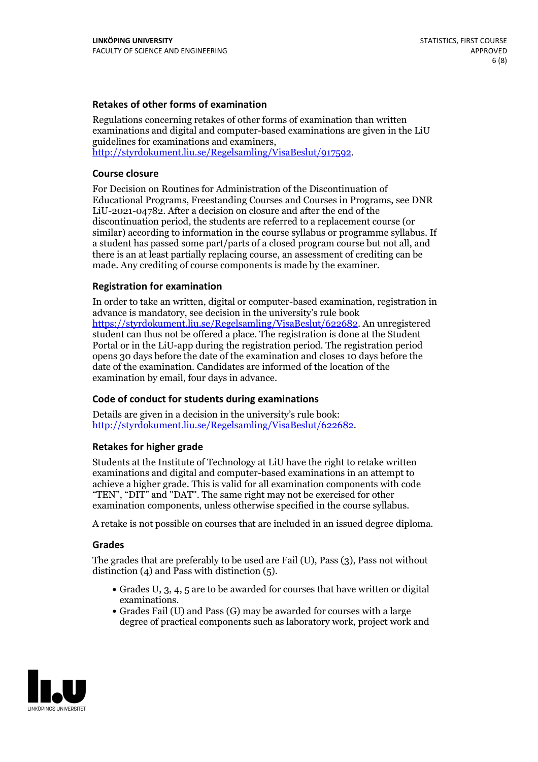### Retakes of other forms of examination

Regulations concerning retakes of other forms of examination than written examinations and digital and computer-based examinations are given in the LiU guidelines for examinations and examiners, http://styrdokument.liu.se/Regelsamling/VisaBeslut/917592.

### Course closure

For Decision on Routines for Administration of the Discontinuation of Educational Programs, Freestanding Courses and Courses in Programs, see DNR LiU-2021-04782. After a decision on closure and after the end of the discontinuation period, the students are referred to a replacement course (or similar) according to information in the course syllabus or programme syllabus. If a student has passed some part/parts of a closed program course but not all, and there is an at least partially replacing course, an assessment of crediting can be made. Any crediting of course components is made by the examiner.

### Registration for examination

In order to take an written, digital or computer-based examination, registration in advance is mandatory, see decision in the university's rule book https://styrdokument.liu.se/Regelsamling/VisaBeslut/622682. An unregistered student can thus not be offered a place. The registration is done at the Student Portal or in the LiU-app during the registration period. The registration period opens 30 days before the date of the examination and closes 10 days before the date of the examination. Candidates are informed of the location of the examination by email, four days in advance.

### Code of conduct for students during examinations

Details are given in a decision in the university's rule book: http://styrdokument.liu.se/Regelsamling/VisaBeslut/622682.

### Retakes for higher grade

Students at the Institute of Technology at LiU have the right to retake written examinations and digital and computer-based examinations in an attempt to achieve a higher grade. This is valid for all examination components with code "TEN", "DIT" and "DAT". The same right may not be exercised for other examination components, unless otherwise specified in the course syllabus.

A retake is not possible on courses that are included in an issued degree diploma.

### Grades

The grades that are preferably to be used are Fail (U), Pass (3), Pass not without distinction (4) and Pass with distinction (5).

- Grades U, 3, 4, 5 are to be awarded for courses that have written or digital examinations.
- Grades Fail (U) and Pass (G) may be awarded for courses with a large degree of practical components such as laboratory work, project work and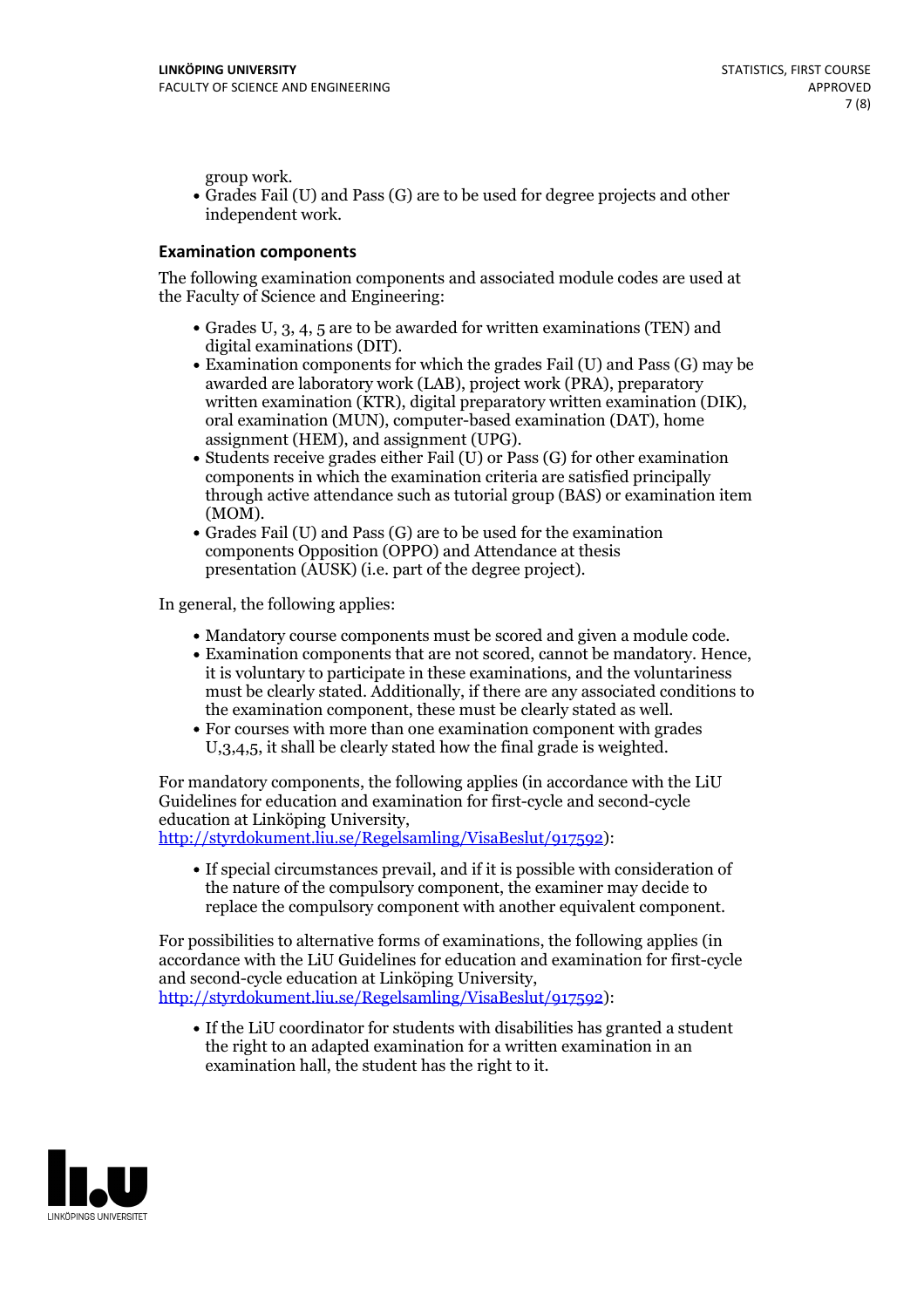group work.

- Grades Fail (U) and Pass (G) are to be used for degree projects and other independent work.

## Examination components

The following examination components and associated module codes are used at the Faculty of Science and Engineering:

- Grades U, 3, 4, 5 are to be awarded for written examinations (TEN) and digital examinations (DIT).
- Examination components for which the grades Fail (U) and Pass (G) may be awarded are laboratory work (LAB), project work (PRA), preparatory written examination (KTR), digital preparatory written examination (DIK), oral examination (MUN), computer-based examination (DAT), home assignment (HEM), and assignment (UPG).
- Students receive grades either Fail (U) or Pass (G) for other examination components in which the examination criteria are satisfied principally through active attendance such as tutorial group (BAS) or examination item (MOM).
- Grades Fail (U) and Pass (G) are to be used for the examination components Opposition (OPPO) and Attendance at thesis presentation (AUSK) (i.e. part of the degree project).

In general, the following applies:

- Mandatory course components must be scored and given a module code.
- Examination components that are not scored, cannot be mandatory. Hence, it is voluntary to participate in these examinations, and the voluntariness must be clearly stated. Additionally, if there are any associated conditions to the examination component, these must be clearly stated as well.
- For courses with more than one examination component with grades U,3,4,5, it shall be clearly stated how the final grade is weighted.

For mandatory components, the following applies (in accordance with the LiU Guidelines for education and examination for first-cycle and second-cycle education at Linköping University, http://styrdokument.liu.se/Regelsamling/VisaBeslut/917592):

- If special circumstances prevail, and if it is possible with consideration of the nature of the compulsory component, the examiner may decide to replace the compulsory component with another equivalent component.

For possibilities to alternative forms of examinations, the following applies (in accordance with the LiU Guidelines for education and examination for first-cycle and second-cycle education at Linköping University, http://styrdokument.liu.se/Regelsamling/VisaBeslut/917592):

- If the LiU coordinator for students with disabilities has granted a student the right to an adapted examination for a written examination in an examination hall, the student has the right to it.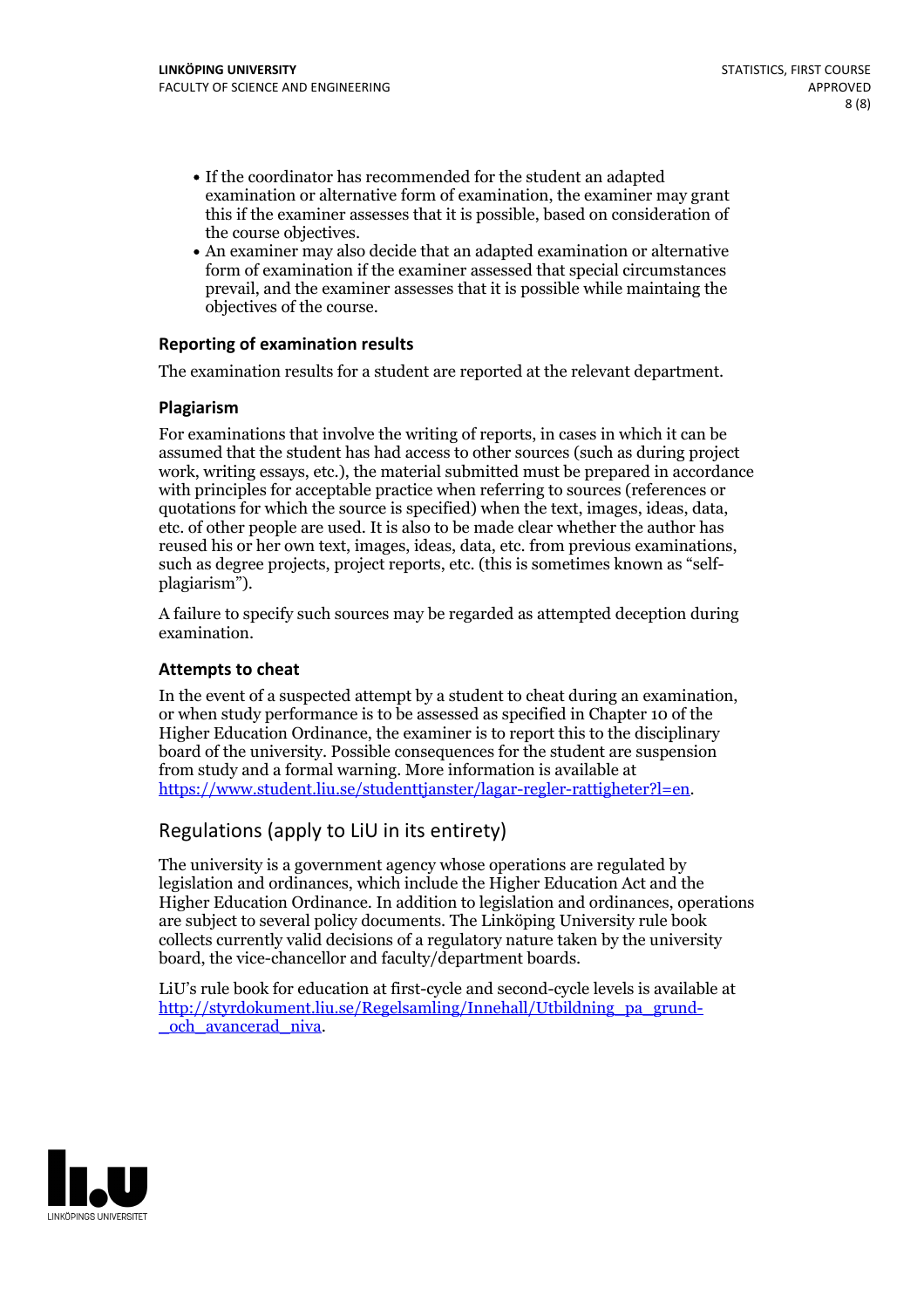- If the coordinator has recommended for the student an adapted examination or alternative form of examination, the examiner may grant this if the examiner assesses that it is possible, based on consideration of the course objectives.
- An examiner may also decide that an adapted examination or alternative form of examination if the examiner assessed that special circumstances prevail, and the examiner assesses that it is possible while maintaing the objectives of the course.

### Reporting of examination results

The examination results for a student are reported at the relevant department.

### Plagiarism

For examinations that involve the writing of reports, in cases in which it can be assumed that the student has had access to other sources (such as during project work, writing essays, etc.), the material submitted must be prepared in accordance with principles for acceptable practice when referring to sources (references or quotations for which the source is specified) when the text, images, ideas, data, etc. of other people are used. It is also to be made clear whether the author has reused his or her own text, images, ideas, data, etc. from previous examinations, such as degree projects, project reports, etc. (this is sometimes known as "self-plagiarism").

A failure to specify such sources may be regarded as attempted deception during examination.

### Attempts to cheat

In the event of a suspected attempt by a student to cheat during an examination, or when study performance is to be assessed as specified in Chapter 10 of the Higher Education Ordinance, the examiner is to report this to the disciplinary board of the university. Possible consequences for the student are suspension from study and a formal warning. More information is available at https://www.student.liu.se/studenttjanster/lagar-regler-rattigheter?l=en.

## Regulations (apply to LiU in its entirety)

The university is a government agency whose operations are regulated by legislation and ordinances, which include the Higher Education Act and the Higher Education Ordinance. In addition to legislation and ordinances, operations are subject to several policy documents. The Linköping University rule book collects currently valid decisions of a regulatory nature taken by the university board, the vice-chancellor and faculty/department boards.

LiU's rule book for education at first-cycle and second-cycle levels is available at http://styrdokument.liu.se/Regelsamling/Innehall/Utbildning_pa_grund-_och_avancerad_niva.